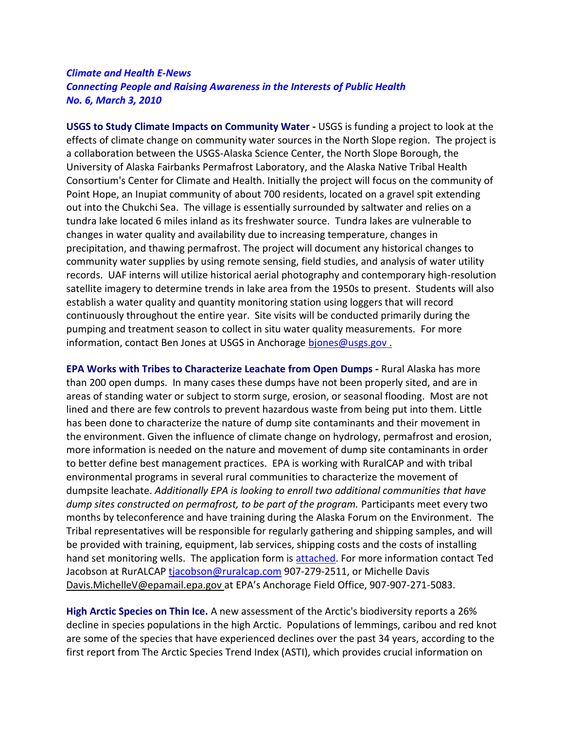***Climate and Health E-News***
***Connecting People and Raising Awareness in the Interests of Public Health***
***No. 6, March 3, 2010***

**USGS to Study Climate Impacts on Community Water -** USGS is funding a project to look at the effects of climate change on community water sources in the North Slope region. The project is a collaboration between the USGS-Alaska Science Center, the North Slope Borough, the University of Alaska Fairbanks Permafrost Laboratory, and the Alaska Native Tribal Health Consortium's Center for Climate and Health. Initially the project will focus on the community of Point Hope, an Inupiat community of about 700 residents, located on a gravel spit extending out into the Chukchi Sea. The village is essentially surrounded by saltwater and relies on a tundra lake located 6 miles inland as its freshwater source. Tundra lakes are vulnerable to changes in water quality and availability due to increasing temperature, changes in precipitation, and thawing permafrost. The project will document any historical changes to community water supplies by using remote sensing, field studies, and analysis of water utility records. UAF interns will utilize historical aerial photography and contemporary high-resolution satellite imagery to determine trends in lake area from the 1950s to present. Students will also establish a water quality and quantity monitoring station using loggers that will record continuously throughout the entire year. Site visits will be conducted primarily during the pumping and treatment season to collect in situ water quality measurements. For more information, contact Ben Jones at USGS in Anchorage bjones@usgs.gov .

**EPA Works with Tribes to Characterize Leachate from Open Dumps -** Rural Alaska has more than 200 open dumps. In many cases these dumps have not been properly sited, and are in areas of standing water or subject to storm surge, erosion, or seasonal flooding. Most are not lined and there are few controls to prevent hazardous waste from being put into them. Little has been done to characterize the nature of dump site contaminants and their movement in the environment. Given the influence of climate change on hydrology, permafrost and erosion, more information is needed on the nature and movement of dump site contaminants in order to better define best management practices. EPA is working with RuralCAP and with tribal environmental programs in several rural communities to characterize the movement of dumpsite leachate. *Additionally EPA is looking to enroll two additional communities that have dump sites constructed on permafrost, to be part of the program.* Participants meet every two months by teleconference and have training during the Alaska Forum on the Environment. The Tribal representatives will be responsible for regularly gathering and shipping samples, and will be provided with training, equipment, lab services, shipping costs and the costs of installing hand set monitoring wells. The application form is attached. For more information contact Ted Jacobson at RurALCAP tjacobson@ruralcap.com 907-279-2511, or Michelle Davis Davis.MichelleV@epamail.epa.gov at EPA's Anchorage Field Office, 907-907-271-5083.

**High Arctic Species on Thin Ice.** A new assessment of the Arctic's biodiversity reports a 26% decline in species populations in the high Arctic. Populations of lemmings, caribou and red knot are some of the species that have experienced declines over the past 34 years, according to the first report from The Arctic Species Trend Index (ASTI), which provides crucial information on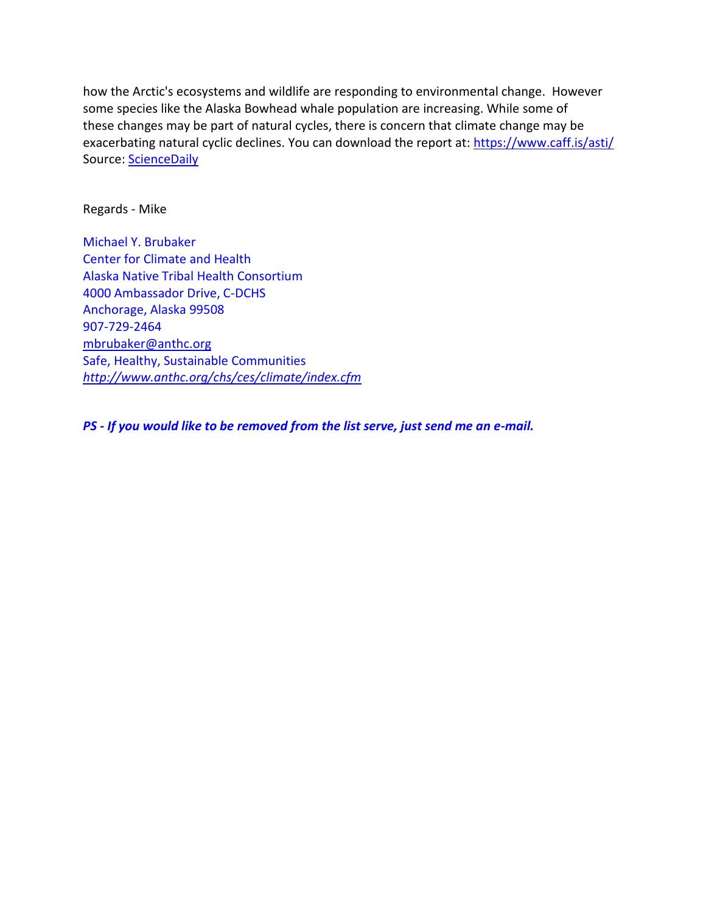how the Arctic's ecosystems and wildlife are responding to environmental change. However some species like the Alaska Bowhead whale population are increasing. While some of these changes may be part of natural cycles, there is concern that climate change may be exacerbating natural cyclic declines. You can download the report at: https://www.caff.is/asti/
Source: ScienceDaily

Regards - Mike

Michael Y. Brubaker
Center for Climate and Health
Alaska Native Tribal Health Consortium
4000 Ambassador Drive, C-DCHS
Anchorage, Alaska 99508
907-729-2464
mbrubaker@anthc.org
Safe, Healthy, Sustainable Communities
*http://www.anthc.org/chs/ces/climate/index.cfm*

***PS - If you would like to be removed from the list serve, just send me an e-mail.***